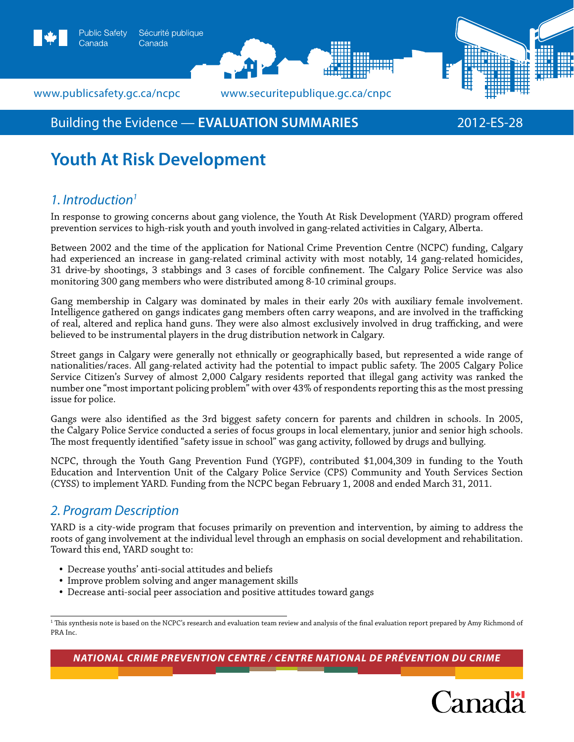Public Safety Canada / Sécurité publique Canada

www.publicsafety.gc.ca/ncpc www.securitepublique.gc.ca/cnpc

Building the Evidence — **EVALUATION SUMMARIES** 2012-ES-28

# Youth At Risk Development

## *1. Introduction*[1]

In response to growing concerns about gang violence, the Youth At Risk Development (YARD) program offered prevention services to high-risk youth and youth involved in gang-related activities in Calgary, Alberta.

Between 2002 and the time of the application for National Crime Prevention Centre (NCPC) funding, Calgary had experienced an increase in gang-related criminal activity with most notably, 14 gang-related homicides, 31 drive-by shootings, 3 stabbings and 3 cases of forcible confinement. The Calgary Police Service was also monitoring 300 gang members who were distributed among 8-10 criminal groups.

Gang membership in Calgary was dominated by males in their early 20s with auxiliary female involvement. Intelligence gathered on gangs indicates gang members often carry weapons, and are involved in the trafficking of real, altered and replica hand guns. They were also almost exclusively involved in drug trafficking, and were believed to be instrumental players in the drug distribution network in Calgary.

Street gangs in Calgary were generally not ethnically or geographically based, but represented a wide range of nationalities/races. All gang-related activity had the potential to impact public safety. The 2005 Calgary Police Service Citizen's Survey of almost 2,000 Calgary residents reported that illegal gang activity was ranked the number one "most important policing problem" with over 43% of respondents reporting this as the most pressing issue for police.

Gangs were also identified as the 3rd biggest safety concern for parents and children in schools. In 2005, the Calgary Police Service conducted a series of focus groups in local elementary, junior and senior high schools. The most frequently identified "safety issue in school" was gang activity, followed by drugs and bullying.

NCPC, through the Youth Gang Prevention Fund (YGPF), contributed $1,004,309 in funding to the Youth Education and Intervention Unit of the Calgary Police Service (CPS) Community and Youth Services Section (CYSS) to implement YARD. Funding from the NCPC began February 1, 2008 and ended March 31, 2011.

## *2. Program Description*

YARD is a city-wide program that focuses primarily on prevention and intervention, by aiming to address the roots of gang involvement at the individual level through an emphasis on social development and rehabilitation. Toward this end, YARD sought to:

- Decrease youths' anti-social attitudes and beliefs
- Improve problem solving and anger management skills
- Decrease anti-social peer association and positive attitudes toward gangs

[1] This synthesis note is based on the NCPC's research and evaluation team review and analysis of the final evaluation report prepared by Amy Richmond of PRA Inc.

NATIONAL CRIME PREVENTION CENTRE / CENTRE NATIONAL DE PRÉVENTION DU CRIME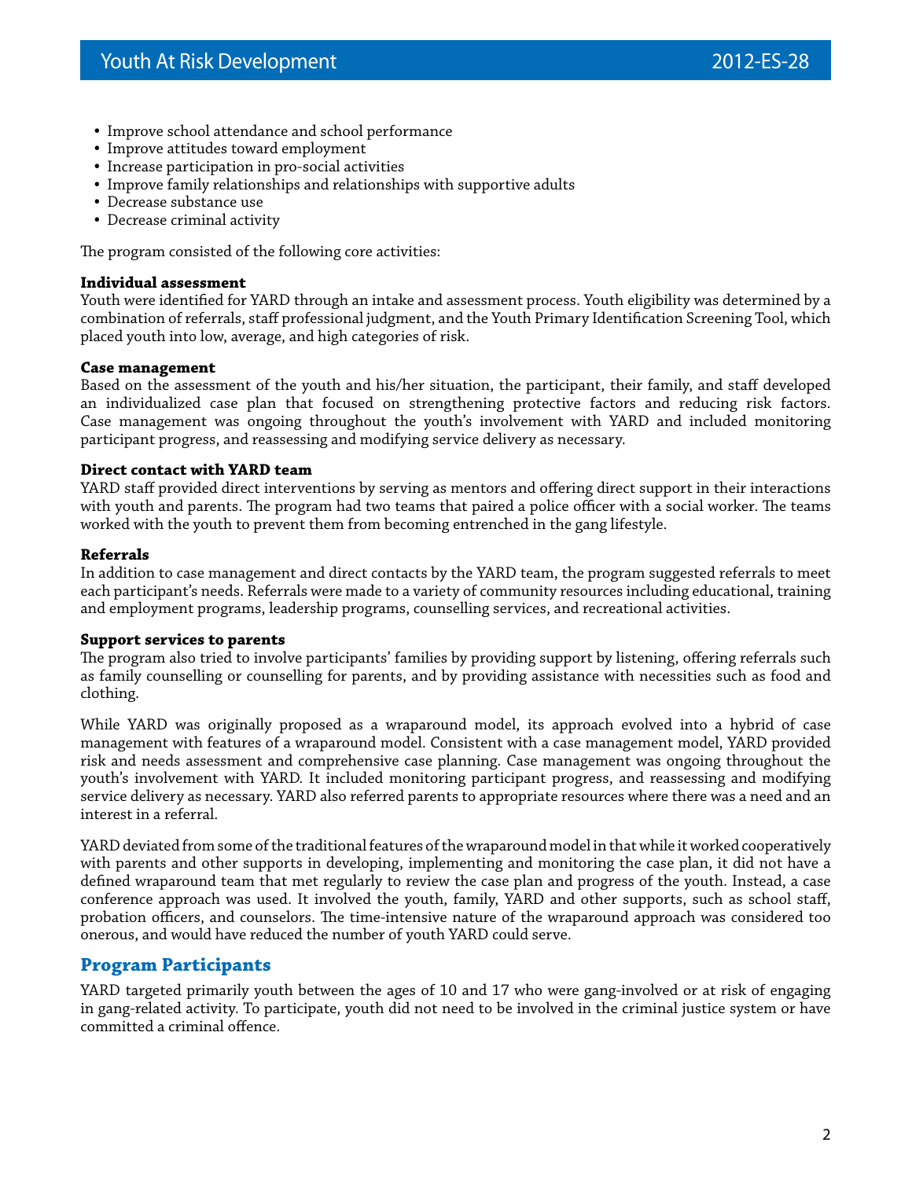- Improve school attendance and school performance
- Improve attitudes toward employment
- Increase participation in pro-social activities
- Improve family relationships and relationships with supportive adults
- Decrease substance use
- Decrease criminal activity

The program consisted of the following core activities:

**Individual assessment**
Youth were identified for YARD through an intake and assessment process. Youth eligibility was determined by a combination of referrals, staff professional judgment, and the Youth Primary Identification Screening Tool, which placed youth into low, average, and high categories of risk.

**Case management**
Based on the assessment of the youth and his/her situation, the participant, their family, and staff developed an individualized case plan that focused on strengthening protective factors and reducing risk factors. Case management was ongoing throughout the youth's involvement with YARD and included monitoring participant progress, and reassessing and modifying service delivery as necessary.

**Direct contact with YARD team**
YARD staff provided direct interventions by serving as mentors and offering direct support in their interactions with youth and parents. The program had two teams that paired a police officer with a social worker. The teams worked with the youth to prevent them from becoming entrenched in the gang lifestyle.

**Referrals**
In addition to case management and direct contacts by the YARD team, the program suggested referrals to meet each participant's needs. Referrals were made to a variety of community resources including educational, training and employment programs, leadership programs, counselling services, and recreational activities.

**Support services to parents**
The program also tried to involve participants' families by providing support by listening, offering referrals such as family counselling or counselling for parents, and by providing assistance with necessities such as food and clothing.

While YARD was originally proposed as a wraparound model, its approach evolved into a hybrid of case management with features of a wraparound model. Consistent with a case management model, YARD provided risk and needs assessment and comprehensive case planning. Case management was ongoing throughout the youth's involvement with YARD. It included monitoring participant progress, and reassessing and modifying service delivery as necessary. YARD also referred parents to appropriate resources where there was a need and an interest in a referral.

YARD deviated from some of the traditional features of the wraparound model in that while it worked cooperatively with parents and other supports in developing, implementing and monitoring the case plan, it did not have a defined wraparound team that met regularly to review the case plan and progress of the youth. Instead, a case conference approach was used. It involved the youth, family, YARD and other supports, such as school staff, probation officers, and counselors. The time-intensive nature of the wraparound approach was considered too onerous, and would have reduced the number of youth YARD could serve.

## Program Participants

YARD targeted primarily youth between the ages of 10 and 17 who were gang-involved or at risk of engaging in gang-related activity. To participate, youth did not need to be involved in the criminal justice system or have committed a criminal offence.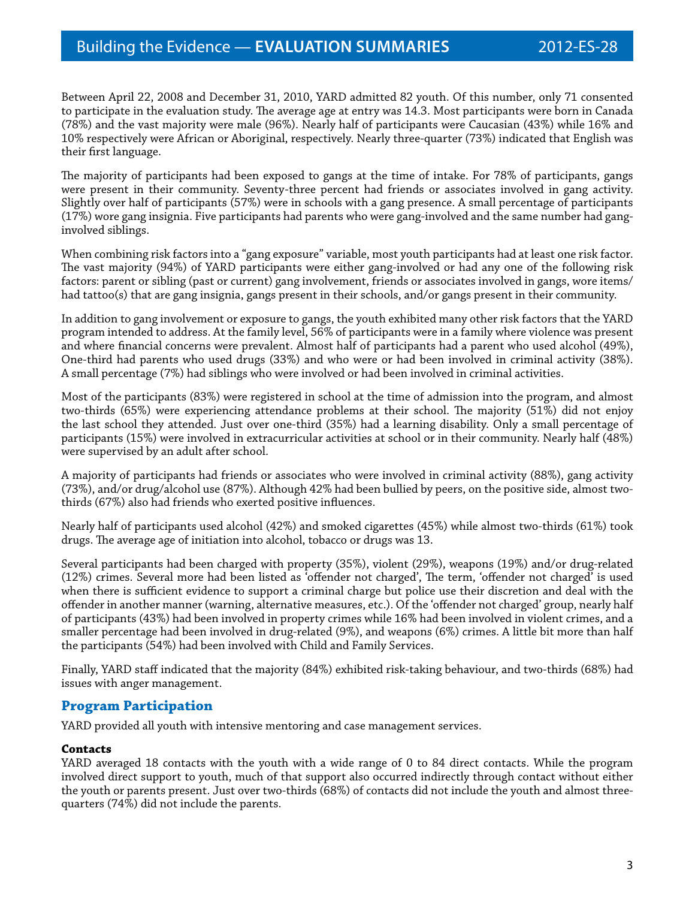Between April 22, 2008 and December 31, 2010, YARD admitted 82 youth. Of this number, only 71 consented to participate in the evaluation study. The average age at entry was 14.3. Most participants were born in Canada (78%) and the vast majority were male (96%). Nearly half of participants were Caucasian (43%) while 16% and 10% respectively were African or Aboriginal, respectively. Nearly three-quarter (73%) indicated that English was their first language.

The majority of participants had been exposed to gangs at the time of intake. For 78% of participants, gangs were present in their community. Seventy-three percent had friends or associates involved in gang activity. Slightly over half of participants (57%) were in schools with a gang presence. A small percentage of participants (17%) wore gang insignia. Five participants had parents who were gang-involved and the same number had gang-involved siblings.

When combining risk factors into a "gang exposure" variable, most youth participants had at least one risk factor. The vast majority (94%) of YARD participants were either gang-involved or had any one of the following risk factors: parent or sibling (past or current) gang involvement, friends or associates involved in gangs, wore items/had tattoo(s) that are gang insignia, gangs present in their schools, and/or gangs present in their community.

In addition to gang involvement or exposure to gangs, the youth exhibited many other risk factors that the YARD program intended to address. At the family level, 56% of participants were in a family where violence was present and where financial concerns were prevalent. Almost half of participants had a parent who used alcohol (49%), One-third had parents who used drugs (33%) and who were or had been involved in criminal activity (38%). A small percentage (7%) had siblings who were involved or had been involved in criminal activities.

Most of the participants (83%) were registered in school at the time of admission into the program, and almost two-thirds (65%) were experiencing attendance problems at their school. The majority (51%) did not enjoy the last school they attended. Just over one-third (35%) had a learning disability. Only a small percentage of participants (15%) were involved in extracurricular activities at school or in their community. Nearly half (48%) were supervised by an adult after school.

A majority of participants had friends or associates who were involved in criminal activity (88%), gang activity (73%), and/or drug/alcohol use (87%). Although 42% had been bullied by peers, on the positive side, almost two-thirds (67%) also had friends who exerted positive influences.

Nearly half of participants used alcohol (42%) and smoked cigarettes (45%) while almost two-thirds (61%) took drugs. The average age of initiation into alcohol, tobacco or drugs was 13.

Several participants had been charged with property (35%), violent (29%), weapons (19%) and/or drug-related (12%) crimes. Several more had been listed as 'offender not charged', The term, 'offender not charged' is used when there is sufficient evidence to support a criminal charge but police use their discretion and deal with the offender in another manner (warning, alternative measures, etc.). Of the 'offender not charged' group, nearly half of participants (43%) had been involved in property crimes while 16% had been involved in violent crimes, and a smaller percentage had been involved in drug-related (9%), and weapons (6%) crimes. A little bit more than half the participants (54%) had been involved with Child and Family Services.

Finally, YARD staff indicated that the majority (84%) exhibited risk-taking behaviour, and two-thirds (68%) had issues with anger management.

## Program Participation

YARD provided all youth with intensive mentoring and case management services.

**Contacts**

YARD averaged 18 contacts with the youth with a wide range of 0 to 84 direct contacts. While the program involved direct support to youth, much of that support also occurred indirectly through contact without either the youth or parents present. Just over two-thirds (68%) of contacts did not include the youth and almost three-quarters (74%) did not include the parents.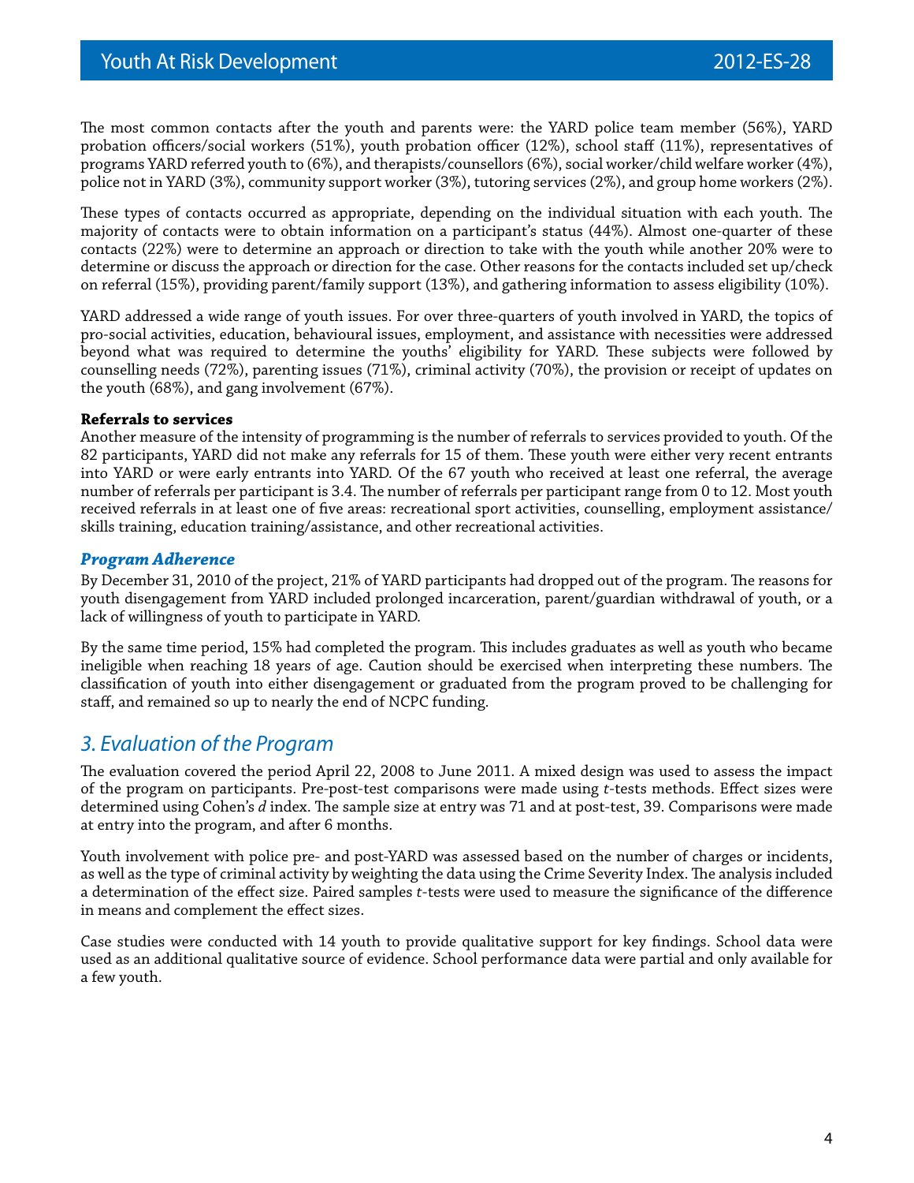The most common contacts after the youth and parents were: the YARD police team member (56%), YARD probation officers/social workers (51%), youth probation officer (12%), school staff (11%), representatives of programs YARD referred youth to (6%), and therapists/counsellors (6%), social worker/child welfare worker (4%), police not in YARD (3%), community support worker (3%), tutoring services (2%), and group home workers (2%).

These types of contacts occurred as appropriate, depending on the individual situation with each youth. The majority of contacts were to obtain information on a participant's status (44%). Almost one-quarter of these contacts (22%) were to determine an approach or direction to take with the youth while another 20% were to determine or discuss the approach or direction for the case. Other reasons for the contacts included set up/check on referral (15%), providing parent/family support (13%), and gathering information to assess eligibility (10%).

YARD addressed a wide range of youth issues. For over three-quarters of youth involved in YARD, the topics of pro-social activities, education, behavioural issues, employment, and assistance with necessities were addressed beyond what was required to determine the youths' eligibility for YARD. These subjects were followed by counselling needs (72%), parenting issues (71%), criminal activity (70%), the provision or receipt of updates on the youth (68%), and gang involvement (67%).

**Referrals to services**

Another measure of the intensity of programming is the number of referrals to services provided to youth. Of the 82 participants, YARD did not make any referrals for 15 of them. These youth were either very recent entrants into YARD or were early entrants into YARD. Of the 67 youth who received at least one referral, the average number of referrals per participant is 3.4. The number of referrals per participant range from 0 to 12. Most youth received referrals in at least one of five areas: recreational sport activities, counselling, employment assistance/skills training, education training/assistance, and other recreational activities.

### *Program Adherence*

By December 31, 2010 of the project, 21% of YARD participants had dropped out of the program. The reasons for youth disengagement from YARD included prolonged incarceration, parent/guardian withdrawal of youth, or a lack of willingness of youth to participate in YARD.

By the same time period, 15% had completed the program. This includes graduates as well as youth who became ineligible when reaching 18 years of age. Caution should be exercised when interpreting these numbers. The classification of youth into either disengagement or graduated from the program proved to be challenging for staff, and remained so up to nearly the end of NCPC funding.

## *3. Evaluation of the Program*

The evaluation covered the period April 22, 2008 to June 2011. A mixed design was used to assess the impact of the program on participants. Pre-post-test comparisons were made using *t*-tests methods. Effect sizes were determined using Cohen's *d* index. The sample size at entry was 71 and at post-test, 39. Comparisons were made at entry into the program, and after 6 months.

Youth involvement with police pre- and post-YARD was assessed based on the number of charges or incidents, as well as the type of criminal activity by weighting the data using the Crime Severity Index. The analysis included a determination of the effect size. Paired samples *t*-tests were used to measure the significance of the difference in means and complement the effect sizes.

Case studies were conducted with 14 youth to provide qualitative support for key findings. School data were used as an additional qualitative source of evidence. School performance data were partial and only available for a few youth.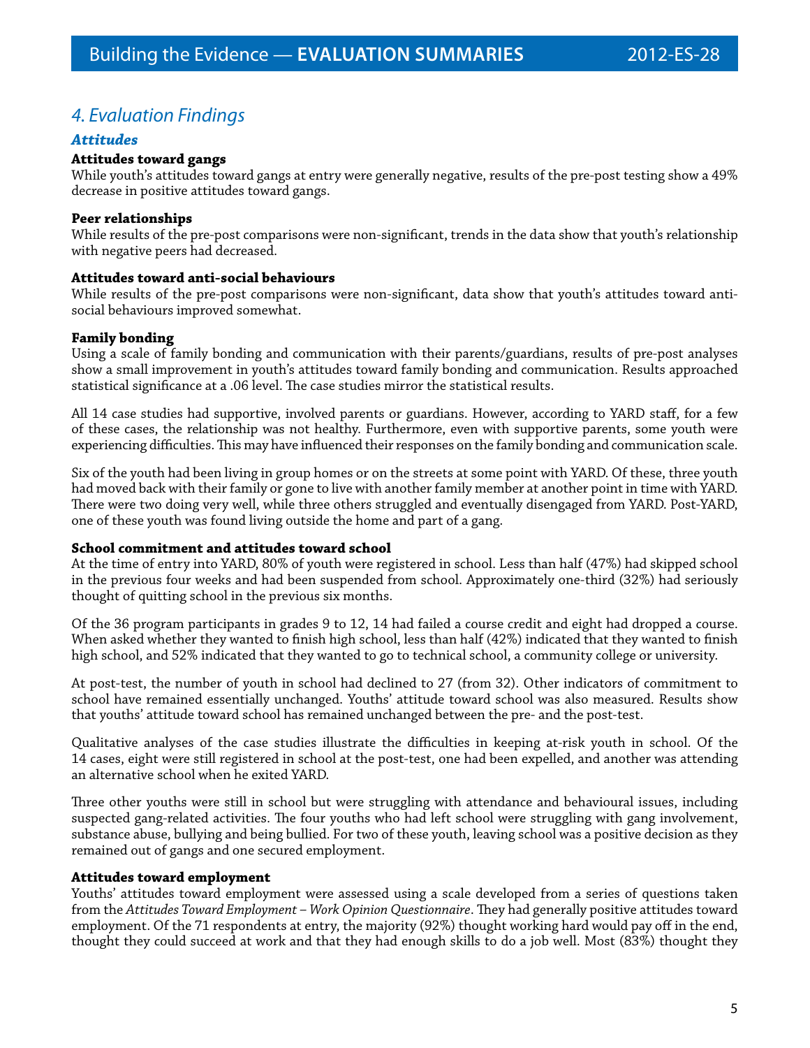## *4. Evaluation Findings*

### ***Attitudes***

**Attitudes toward gangs**

While youth's attitudes toward gangs at entry were generally negative, results of the pre-post testing show a 49% decrease in positive attitudes toward gangs.

**Peer relationships**

While results of the pre-post comparisons were non-significant, trends in the data show that youth's relationship with negative peers had decreased.

**Attitudes toward anti-social behaviours**

While results of the pre-post comparisons were non-significant, data show that youth's attitudes toward anti-social behaviours improved somewhat.

**Family bonding**

Using a scale of family bonding and communication with their parents/guardians, results of pre-post analyses show a small improvement in youth's attitudes toward family bonding and communication. Results approached statistical significance at a .06 level. The case studies mirror the statistical results.

All 14 case studies had supportive, involved parents or guardians. However, according to YARD staff, for a few of these cases, the relationship was not healthy. Furthermore, even with supportive parents, some youth were experiencing difficulties. This may have influenced their responses on the family bonding and communication scale.

Six of the youth had been living in group homes or on the streets at some point with YARD. Of these, three youth had moved back with their family or gone to live with another family member at another point in time with YARD. There were two doing very well, while three others struggled and eventually disengaged from YARD. Post-YARD, one of these youth was found living outside the home and part of a gang.

**School commitment and attitudes toward school**

At the time of entry into YARD, 80% of youth were registered in school. Less than half (47%) had skipped school in the previous four weeks and had been suspended from school. Approximately one-third (32%) had seriously thought of quitting school in the previous six months.

Of the 36 program participants in grades 9 to 12, 14 had failed a course credit and eight had dropped a course. When asked whether they wanted to finish high school, less than half (42%) indicated that they wanted to finish high school, and 52% indicated that they wanted to go to technical school, a community college or university.

At post-test, the number of youth in school had declined to 27 (from 32). Other indicators of commitment to school have remained essentially unchanged. Youths' attitude toward school was also measured. Results show that youths' attitude toward school has remained unchanged between the pre- and the post-test.

Qualitative analyses of the case studies illustrate the difficulties in keeping at-risk youth in school. Of the 14 cases, eight were still registered in school at the post-test, one had been expelled, and another was attending an alternative school when he exited YARD.

Three other youths were still in school but were struggling with attendance and behavioural issues, including suspected gang-related activities. The four youths who had left school were struggling with gang involvement, substance abuse, bullying and being bullied. For two of these youth, leaving school was a positive decision as they remained out of gangs and one secured employment.

**Attitudes toward employment**

Youths' attitudes toward employment were assessed using a scale developed from a series of questions taken from the *Attitudes Toward Employment – Work Opinion Questionnaire*. They had generally positive attitudes toward employment. Of the 71 respondents at entry, the majority (92%) thought working hard would pay off in the end, thought they could succeed at work and that they had enough skills to do a job well. Most (83%) thought they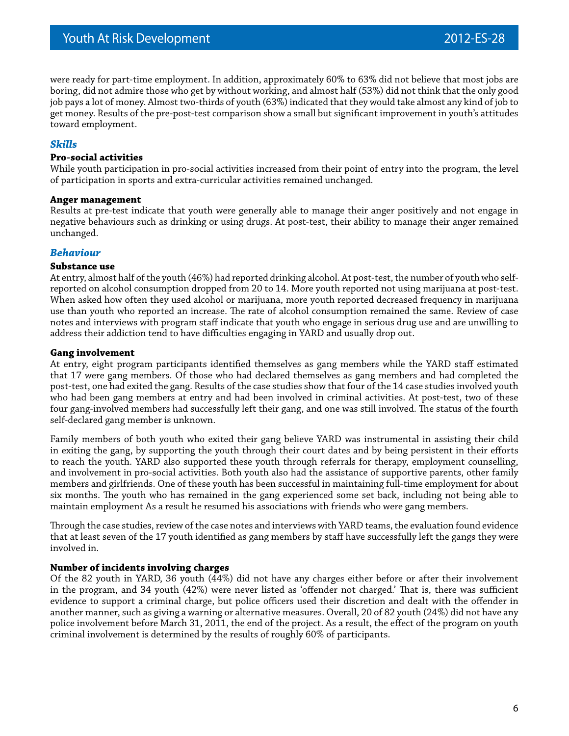were ready for part-time employment. In addition, approximately 60% to 63% did not believe that most jobs are boring, did not admire those who get by without working, and almost half (53%) did not think that the only good job pays a lot of money. Almost two-thirds of youth (63%) indicated that they would take almost any kind of job to get money. Results of the pre-post-test comparison show a small but significant improvement in youth's attitudes toward employment.

### *Skills*

**Pro-social activities**

While youth participation in pro-social activities increased from their point of entry into the program, the level of participation in sports and extra-curricular activities remained unchanged.

**Anger management**

Results at pre-test indicate that youth were generally able to manage their anger positively and not engage in negative behaviours such as drinking or using drugs. At post-test, their ability to manage their anger remained unchanged.

### *Behaviour*

**Substance use**

At entry, almost half of the youth (46%) had reported drinking alcohol. At post-test, the number of youth who self-reported on alcohol consumption dropped from 20 to 14. More youth reported not using marijuana at post-test. When asked how often they used alcohol or marijuana, more youth reported decreased frequency in marijuana use than youth who reported an increase. The rate of alcohol consumption remained the same. Review of case notes and interviews with program staff indicate that youth who engage in serious drug use and are unwilling to address their addiction tend to have difficulties engaging in YARD and usually drop out.

**Gang involvement**

At entry, eight program participants identified themselves as gang members while the YARD staff estimated that 17 were gang members. Of those who had declared themselves as gang members and had completed the post-test, one had exited the gang. Results of the case studies show that four of the 14 case studies involved youth who had been gang members at entry and had been involved in criminal activities. At post-test, two of these four gang-involved members had successfully left their gang, and one was still involved. The status of the fourth self-declared gang member is unknown.

Family members of both youth who exited their gang believe YARD was instrumental in assisting their child in exiting the gang, by supporting the youth through their court dates and by being persistent in their efforts to reach the youth. YARD also supported these youth through referrals for therapy, employment counselling, and involvement in pro-social activities. Both youth also had the assistance of supportive parents, other family members and girlfriends. One of these youth has been successful in maintaining full-time employment for about six months. The youth who has remained in the gang experienced some set back, including not being able to maintain employment As a result he resumed his associations with friends who were gang members.

Through the case studies, review of the case notes and interviews with YARD teams, the evaluation found evidence that at least seven of the 17 youth identified as gang members by staff have successfully left the gangs they were involved in.

**Number of incidents involving charges**

Of the 82 youth in YARD, 36 youth (44%) did not have any charges either before or after their involvement in the program, and 34 youth (42%) were never listed as 'offender not charged.' That is, there was sufficient evidence to support a criminal charge, but police officers used their discretion and dealt with the offender in another manner, such as giving a warning or alternative measures. Overall, 20 of 82 youth (24%) did not have any police involvement before March 31, 2011, the end of the project. As a result, the effect of the program on youth criminal involvement is determined by the results of roughly 60% of participants.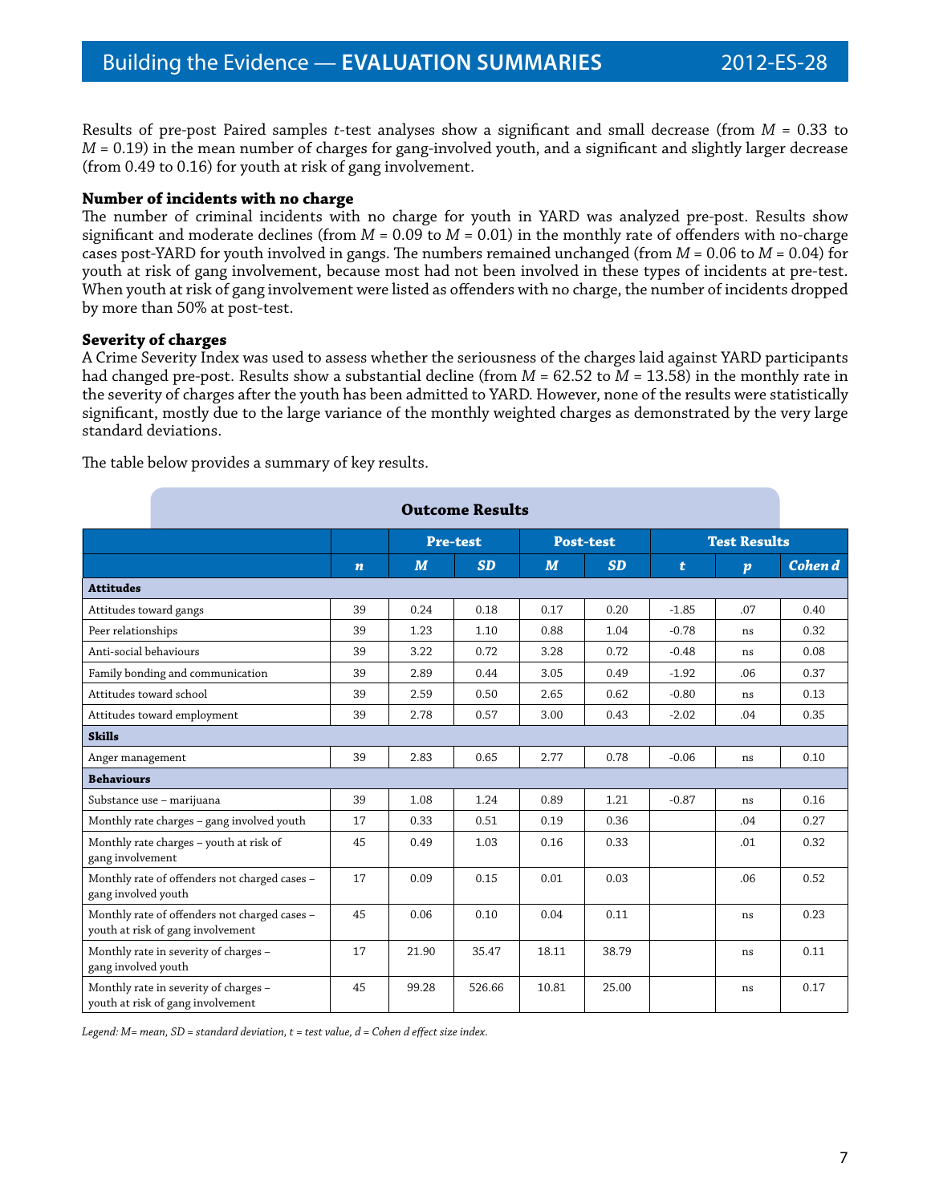Results of pre-post Paired samples *t*-test analyses show a significant and small decrease (from $M$ = 0.33 to $M$ = 0.19) in the mean number of charges for gang-involved youth, and a significant and slightly larger decrease (from 0.49 to 0.16) for youth at risk of gang involvement.

**Number of incidents with no charge**

The number of criminal incidents with no charge for youth in YARD was analyzed pre-post. Results show significant and moderate declines (from $M$ = 0.09 to $M$ = 0.01) in the monthly rate of offenders with no-charge cases post-YARD for youth involved in gangs. The numbers remained unchanged (from $M$ = 0.06 to $M$ = 0.04) for youth at risk of gang involvement, because most had not been involved in these types of incidents at pre-test. When youth at risk of gang involvement were listed as offenders with no charge, the number of incidents dropped by more than 50% at post-test.

**Severity of charges**

A Crime Severity Index was used to assess whether the seriousness of the charges laid against YARD participants had changed pre-post. Results show a substantial decline (from $M$ = 62.52 to $M$ = 13.58) in the monthly rate in the severity of charges after the youth has been admitted to YARD. However, none of the results were statistically significant, mostly due to the large variance of the monthly weighted charges as demonstrated by the very large standard deviations.

The table below provides a summary of key results.

**Outcome Results**

| | | Pre-test | | Post-test | | Test Results | | |
|---|---|---|---|---|---|---|---|---|
| | ***n*** | ***M*** | ***SD*** | ***M*** | ***SD*** | ***t*** | ***p*** | ***Cohen d*** |
| **Attitudes** | | | | | | | | |
| Attitudes toward gangs | 39 | 0.24 | 0.18 | 0.17 | 0.20 | -1.85 | .07 | 0.40 |
| Peer relationships | 39 | 1.23 | 1.10 | 0.88 | 1.04 | -0.78 | ns | 0.32 |
| Anti-social behaviours | 39 | 3.22 | 0.72 | 3.28 | 0.72 | -0.48 | ns | 0.08 |
| Family bonding and communication | 39 | 2.89 | 0.44 | 3.05 | 0.49 | -1.92 | .06 | 0.37 |
| Attitudes toward school | 39 | 2.59 | 0.50 | 2.65 | 0.62 | -0.80 | ns | 0.13 |
| Attitudes toward employment | 39 | 2.78 | 0.57 | 3.00 | 0.43 | -2.02 | .04 | 0.35 |
| **Skills** | | | | | | | | |
| Anger management | 39 | 2.83 | 0.65 | 2.77 | 0.78 | -0.06 | ns | 0.10 |
| **Behaviours** | | | | | | | | |
| Substance use – marijuana | 39 | 1.08 | 1.24 | 0.89 | 1.21 | -0.87 | ns | 0.16 |
| Monthly rate charges – gang involved youth | 17 | 0.33 | 0.51 | 0.19 | 0.36 | | .04 | 0.27 |
| Monthly rate charges – youth at risk of gang involvement | 45 | 0.49 | 1.03 | 0.16 | 0.33 | | .01 | 0.32 |
| Monthly rate of offenders not charged cases – gang involved youth | 17 | 0.09 | 0.15 | 0.01 | 0.03 | | .06 | 0.52 |
| Monthly rate of offenders not charged cases – youth at risk of gang involvement | 45 | 0.06 | 0.10 | 0.04 | 0.11 | | ns | 0.23 |
| Monthly rate in severity of charges – gang involved youth | 17 | 21.90 | 35.47 | 18.11 | 38.79 | | ns | 0.11 |
| Monthly rate in severity of charges – youth at risk of gang involvement | 45 | 99.28 | 526.66 | 10.81 | 25.00 | | ns | 0.17 |

*Legend: M= mean, SD = standard deviation, t = test value, d = Cohen d effect size index.*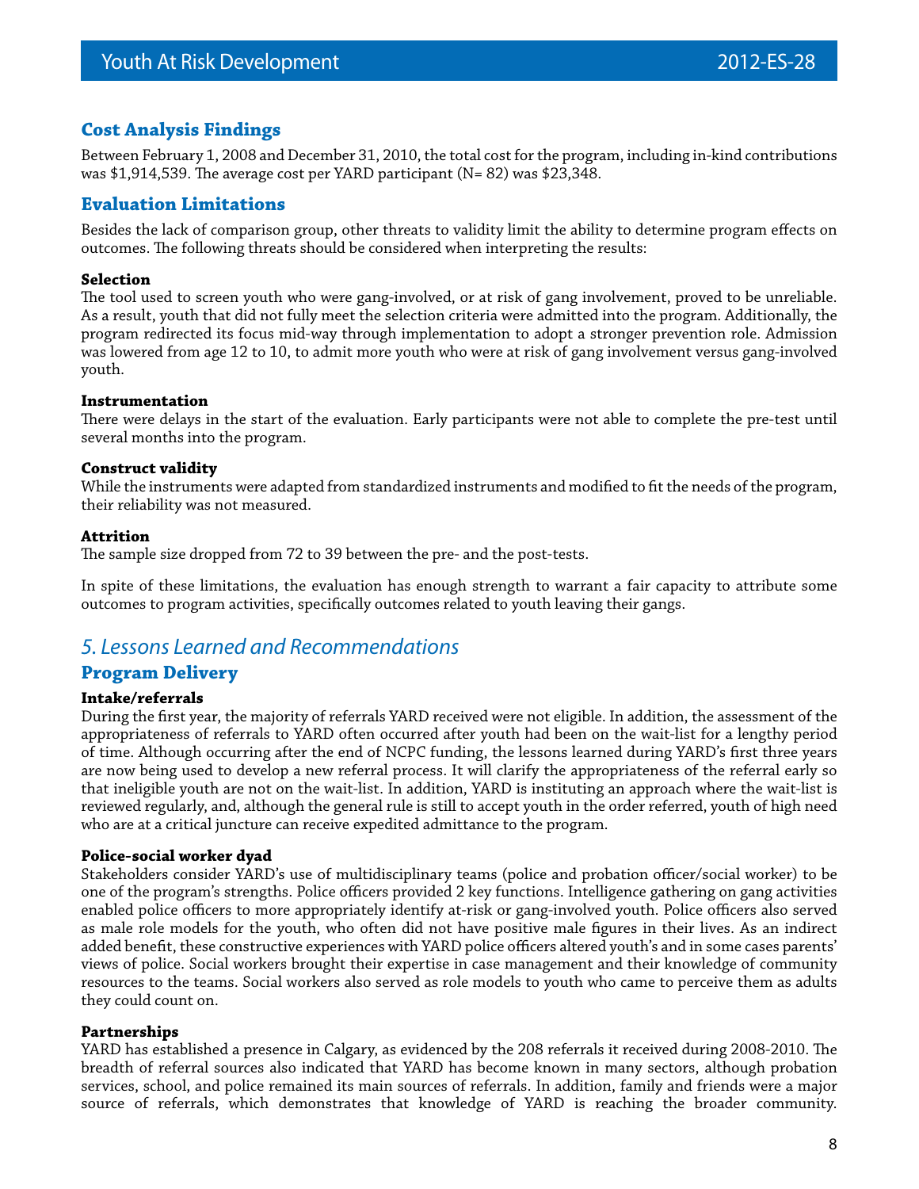## Cost Analysis Findings

Between February 1, 2008 and December 31, 2010, the total cost for the program, including in-kind contributions was $1,914,539. The average cost per YARD participant (N= 82) was $23,348.

## Evaluation Limitations

Besides the lack of comparison group, other threats to validity limit the ability to determine program effects on outcomes. The following threats should be considered when interpreting the results:

**Selection**
The tool used to screen youth who were gang-involved, or at risk of gang involvement, proved to be unreliable. As a result, youth that did not fully meet the selection criteria were admitted into the program. Additionally, the program redirected its focus mid-way through implementation to adopt a stronger prevention role. Admission was lowered from age 12 to 10, to admit more youth who were at risk of gang involvement versus gang-involved youth.

**Instrumentation**
There were delays in the start of the evaluation. Early participants were not able to complete the pre-test until several months into the program.

**Construct validity**
While the instruments were adapted from standardized instruments and modified to fit the needs of the program, their reliability was not measured.

**Attrition**
The sample size dropped from 72 to 39 between the pre- and the post-tests.

In spite of these limitations, the evaluation has enough strength to warrant a fair capacity to attribute some outcomes to program activities, specifically outcomes related to youth leaving their gangs.

# *5. Lessons Learned and Recommendations*

## Program Delivery

**Intake/referrals**
During the first year, the majority of referrals YARD received were not eligible. In addition, the assessment of the appropriateness of referrals to YARD often occurred after youth had been on the wait-list for a lengthy period of time. Although occurring after the end of NCPC funding, the lessons learned during YARD's first three years are now being used to develop a new referral process. It will clarify the appropriateness of the referral early so that ineligible youth are not on the wait-list. In addition, YARD is instituting an approach where the wait-list is reviewed regularly, and, although the general rule is still to accept youth in the order referred, youth of high need who are at a critical juncture can receive expedited admittance to the program.

**Police-social worker dyad**
Stakeholders consider YARD's use of multidisciplinary teams (police and probation officer/social worker) to be one of the program's strengths. Police officers provided 2 key functions. Intelligence gathering on gang activities enabled police officers to more appropriately identify at-risk or gang-involved youth. Police officers also served as male role models for the youth, who often did not have positive male figures in their lives. As an indirect added benefit, these constructive experiences with YARD police officers altered youth's and in some cases parents' views of police. Social workers brought their expertise in case management and their knowledge of community resources to the teams. Social workers also served as role models to youth who came to perceive them as adults they could count on.

**Partnerships**
YARD has established a presence in Calgary, as evidenced by the 208 referrals it received during 2008-2010. The breadth of referral sources also indicated that YARD has become known in many sectors, although probation services, school, and police remained its main sources of referrals. In addition, family and friends were a major source of referrals, which demonstrates that knowledge of YARD is reaching the broader community.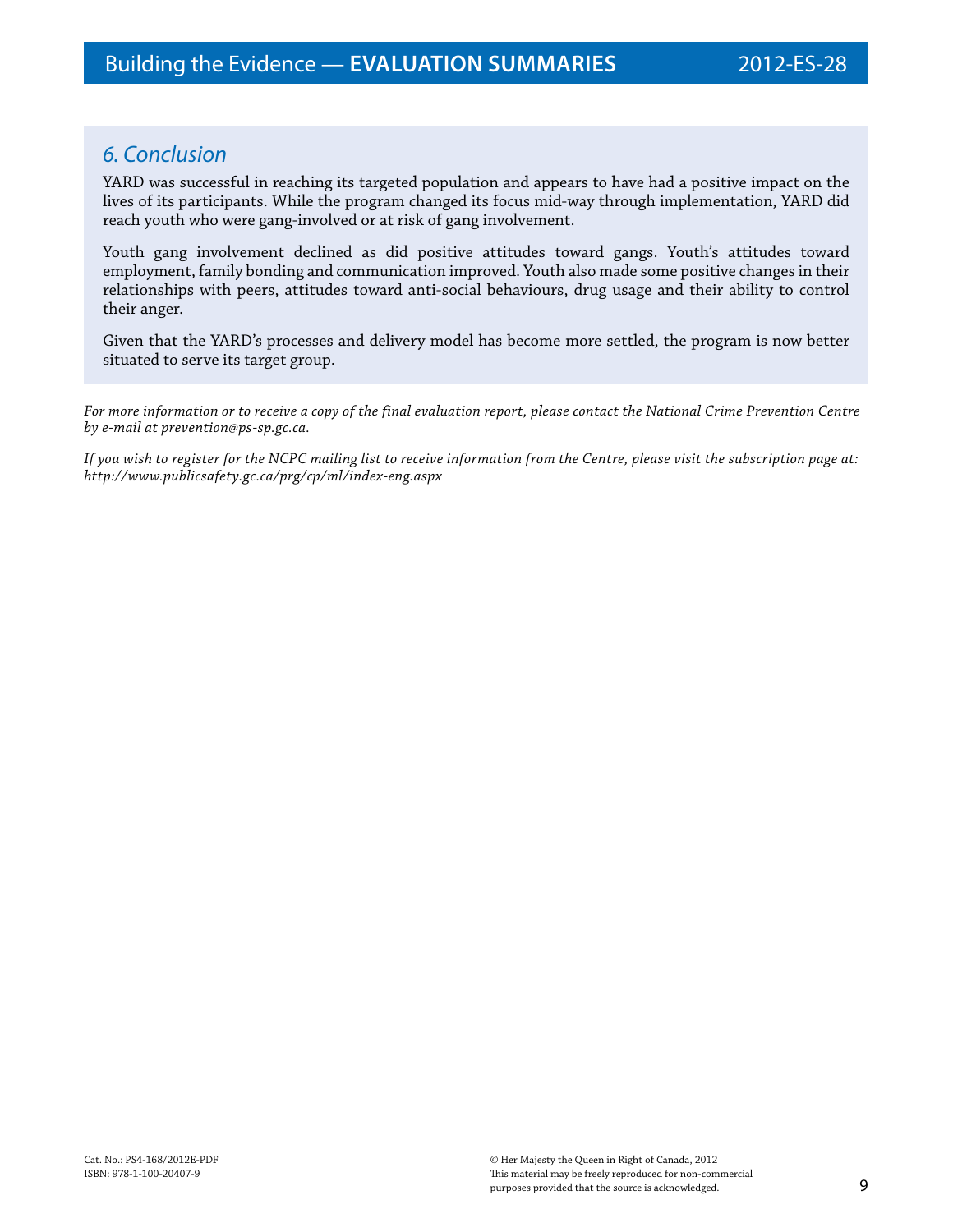## *6. Conclusion*

YARD was successful in reaching its targeted population and appears to have had a positive impact on the lives of its participants. While the program changed its focus mid-way through implementation, YARD did reach youth who were gang-involved or at risk of gang involvement.

Youth gang involvement declined as did positive attitudes toward gangs. Youth's attitudes toward employment, family bonding and communication improved. Youth also made some positive changes in their relationships with peers, attitudes toward anti-social behaviours, drug usage and their ability to control their anger.

Given that the YARD's processes and delivery model has become more settled, the program is now better situated to serve its target group.

*For more information or to receive a copy of the final evaluation report, please contact the National Crime Prevention Centre by e-mail at prevention@ps-sp.gc.ca.*

*If you wish to register for the NCPC mailing list to receive information from the Centre, please visit the subscription page at: http://www.publicsafety.gc.ca/prg/cp/ml/index-eng.aspx*

Cat. No.: PS4-168/2012E-PDF
ISBN: 978-1-100-20407-9

© Her Majesty the Queen in Right of Canada, 2012
This material may be freely reproduced for non-commercial purposes provided that the source is acknowledged.